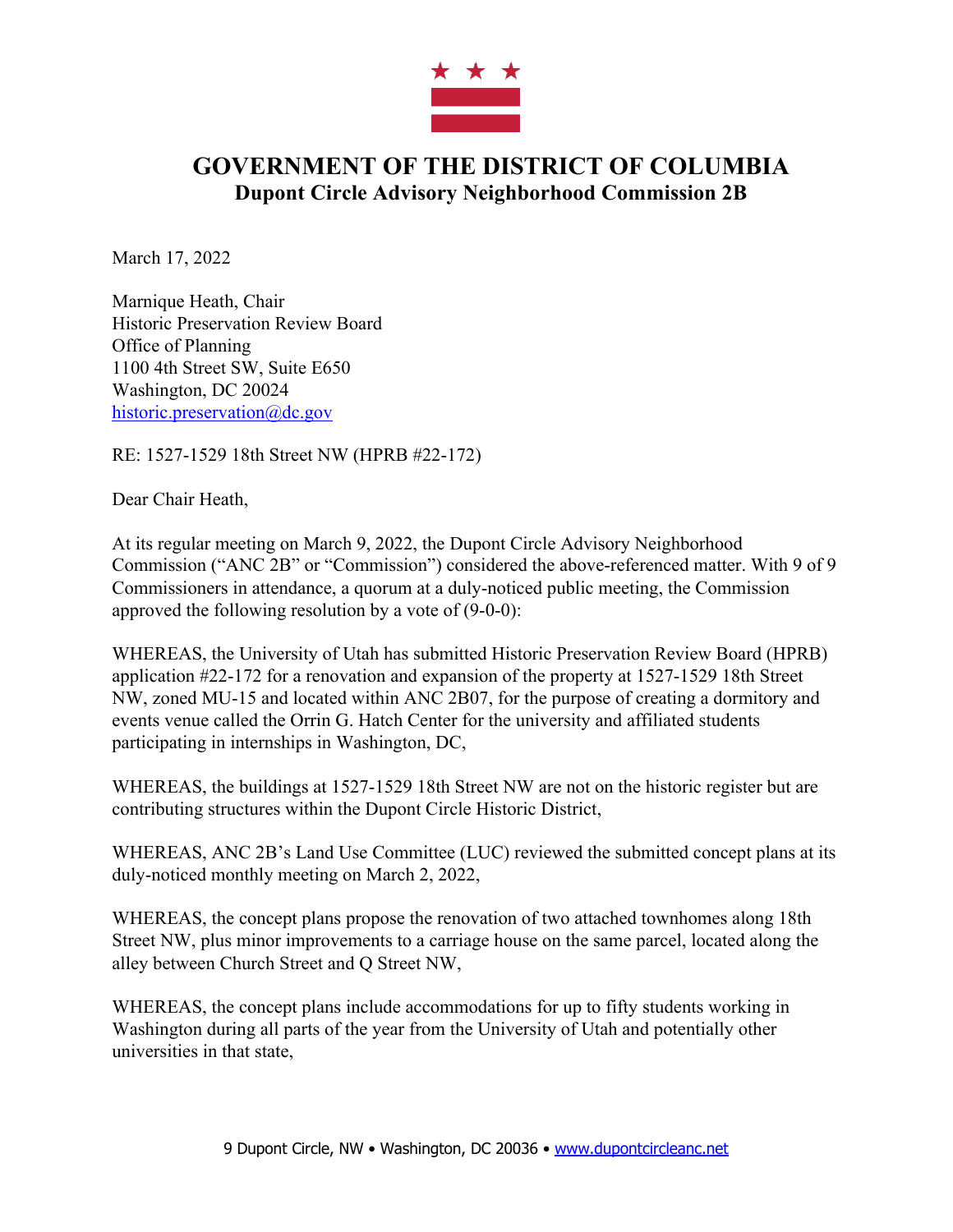# GOVERNMENT OF THE DISTRICT OF COLUMBIA

## Dupont Circle Advisory Neighborhood Commission 2B

March 17, 2022

Marnique Heath, Chair
Historic Preservation Review Board
Office of Planning
1100 4th Street SW, Suite E650
Washington, DC 20024
historic.preservation@dc.gov

RE: 1527-1529 18th Street NW (HPRB #22-172)

Dear Chair Heath,

At its regular meeting on March 9, 2022, the Dupont Circle Advisory Neighborhood Commission ("ANC 2B" or "Commission") considered the above-referenced matter. With 9 of 9 Commissioners in attendance, a quorum at a duly-noticed public meeting, the Commission approved the following resolution by a vote of (9-0-0):

WHEREAS, the University of Utah has submitted Historic Preservation Review Board (HPRB) application #22-172 for a renovation and expansion of the property at 1527-1529 18th Street NW, zoned MU-15 and located within ANC 2B07, for the purpose of creating a dormitory and events venue called the Orrin G. Hatch Center for the university and affiliated students participating in internships in Washington, DC,

WHEREAS, the buildings at 1527-1529 18th Street NW are not on the historic register but are contributing structures within the Dupont Circle Historic District,

WHEREAS, ANC 2B's Land Use Committee (LUC) reviewed the submitted concept plans at its duly-noticed monthly meeting on March 2, 2022,

WHEREAS, the concept plans propose the renovation of two attached townhomes along 18th Street NW, plus minor improvements to a carriage house on the same parcel, located along the alley between Church Street and Q Street NW,

WHEREAS, the concept plans include accommodations for up to fifty students working in Washington during all parts of the year from the University of Utah and potentially other universities in that state,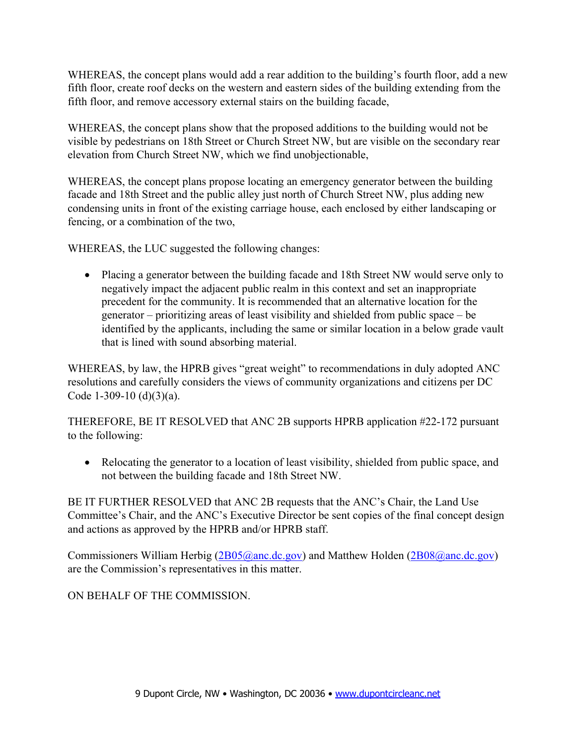WHEREAS, the concept plans would add a rear addition to the building's fourth floor, add a new fifth floor, create roof decks on the western and eastern sides of the building extending from the fifth floor, and remove accessory external stairs on the building facade,

WHEREAS, the concept plans show that the proposed additions to the building would not be visible by pedestrians on 18th Street or Church Street NW, but are visible on the secondary rear elevation from Church Street NW, which we find unobjectionable,

WHEREAS, the concept plans propose locating an emergency generator between the building facade and 18th Street and the public alley just north of Church Street NW, plus adding new condensing units in front of the existing carriage house, each enclosed by either landscaping or fencing, or a combination of the two,

WHEREAS, the LUC suggested the following changes:

- Placing a generator between the building facade and 18th Street NW would serve only to negatively impact the adjacent public realm in this context and set an inappropriate precedent for the community. It is recommended that an alternative location for the generator – prioritizing areas of least visibility and shielded from public space – be identified by the applicants, including the same or similar location in a below grade vault that is lined with sound absorbing material.

WHEREAS, by law, the HPRB gives "great weight" to recommendations in duly adopted ANC resolutions and carefully considers the views of community organizations and citizens per DC Code 1-309-10 (d)(3)(a).

THEREFORE, BE IT RESOLVED that ANC 2B supports HPRB application #22-172 pursuant to the following:

- Relocating the generator to a location of least visibility, shielded from public space, and not between the building facade and 18th Street NW.

BE IT FURTHER RESOLVED that ANC 2B requests that the ANC's Chair, the Land Use Committee's Chair, and the ANC's Executive Director be sent copies of the final concept design and actions as approved by the HPRB and/or HPRB staff.

Commissioners William Herbig (2B05@anc.dc.gov) and Matthew Holden (2B08@anc.dc.gov) are the Commission's representatives in this matter.

ON BEHALF OF THE COMMISSION.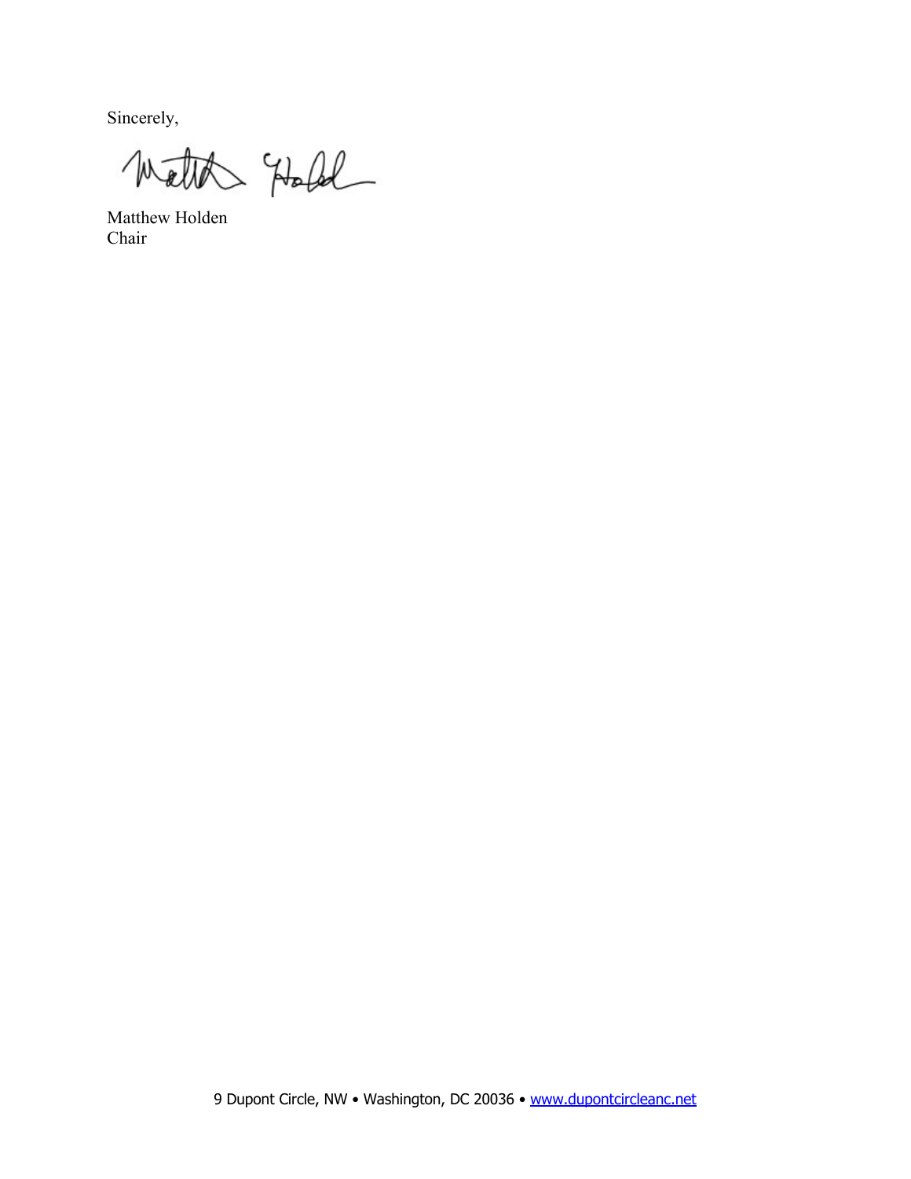Sincerely,

Matthew Holden
Chair

9 Dupont Circle, NW • Washington, DC 20036 • www.dupontcircleanc.net